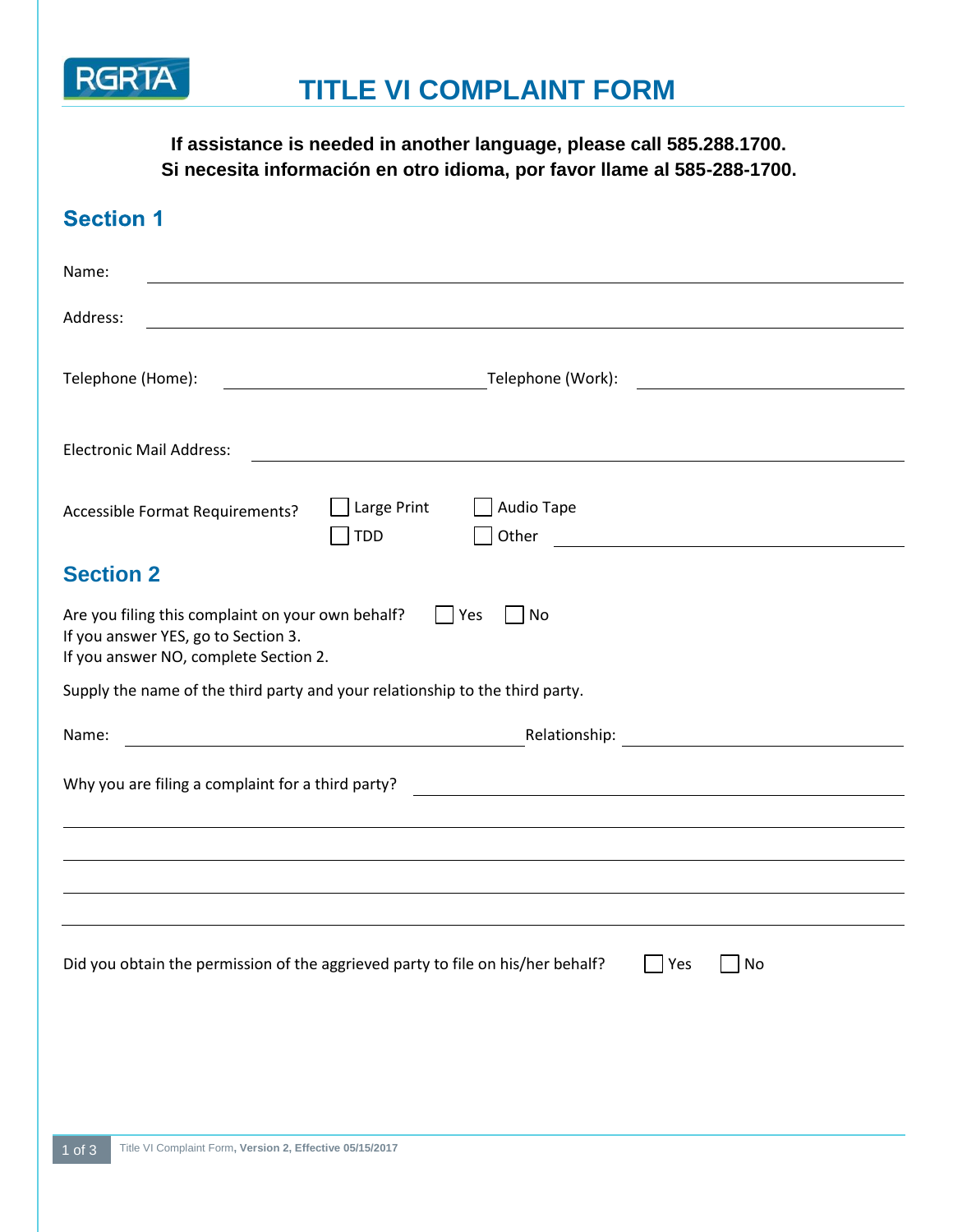RGRTA

# TITLE VI COMPLAINT FORM

**If assistance is needed in another language, please call 585.288.1700.**
**Si necesita información en otro idioma, por favor llame al 585-288-1700.**

## Section 1

Name: ______________________________________________

Address: ______________________________________________

Telephone (Home): ______________________ Telephone (Work): ______________________

Electronic Mail Address: ______________________________________________

Accessible Format Requirements? ☐ Large Print ☐ Audio Tape ☐ TDD ☐ Other ______________________

## Section 2

Are you filing this complaint on your own behalf? ☐ Yes ☐ No
If you answer YES, go to Section 3.
If you answer NO, complete Section 2.

Supply the name of the third party and your relationship to the third party.

Name: ______________________ Relationship: ______________________

Why you are filing a complaint for a third party? ______________________________________________

______________________________________________

______________________________________________

______________________________________________

______________________________________________

Did you obtain the permission of the aggrieved party to file on his/her behalf? ☐ Yes ☐ No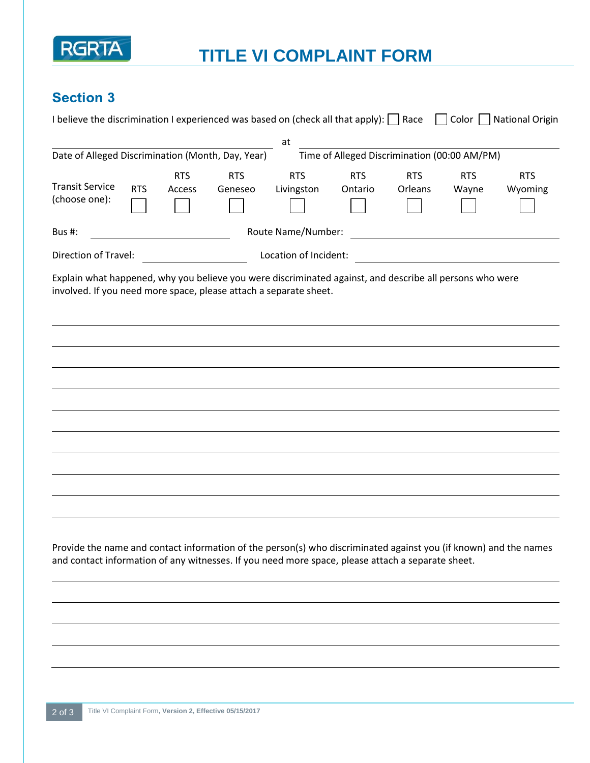# TITLE VI COMPLAINT FORM

## Section 3

I believe the discrimination I experienced was based on (check all that apply): ☐ Race ☐ Color ☐ National Origin

\_\_\_\_\_\_\_\_\_\_\_\_\_\_\_\_\_\_\_\_\_\_\_\_\_\_\_\_ at \_\_\_\_\_\_\_\_\_\_\_\_\_\_\_\_\_\_\_\_\_\_\_\_\_\_\_\_

Date of Alleged Discrimination (Month, Day, Year) Time of Alleged Discrimination (00:00 AM/PM)

| Transit Service (choose one): | RTS | RTS Access | RTS Geneseo | RTS Livingston | RTS Ontario | RTS Orleans | RTS Wayne | RTS Wyoming |
|---|---|---|---|---|---|---|---|---|
| | ☐ | ☐ | ☐ | ☐ | ☐ | ☐ | ☐ | ☐ |

Bus #: \_\_\_\_\_\_\_\_\_\_\_\_\_\_\_\_\_\_\_\_ Route Name/Number: \_\_\_\_\_\_\_\_\_\_\_\_\_\_\_\_\_\_\_\_\_\_\_\_\_\_\_\_

Direction of Travel: \_\_\_\_\_\_\_\_\_\_\_\_\_\_\_\_ Location of Incident: \_\_\_\_\_\_\_\_\_\_\_\_\_\_\_\_\_\_\_\_\_\_\_\_\_\_\_\_

Explain what happened, why you believe you were discriminated against, and describe all persons who were involved. If you need more space, please attach a separate sheet.

\_\_\_\_\_\_\_\_\_\_\_\_\_\_\_\_\_\_\_\_\_\_\_\_\_\_\_\_\_\_\_\_\_\_\_\_\_\_\_\_\_\_\_\_\_\_\_\_\_\_\_\_\_\_\_\_\_\_\_\_\_\_\_\_\_\_\_\_\_\_\_\_\_\_\_\_\_\_

\_\_\_\_\_\_\_\_\_\_\_\_\_\_\_\_\_\_\_\_\_\_\_\_\_\_\_\_\_\_\_\_\_\_\_\_\_\_\_\_\_\_\_\_\_\_\_\_\_\_\_\_\_\_\_\_\_\_\_\_\_\_\_\_\_\_\_\_\_\_\_\_\_\_\_\_\_\_

\_\_\_\_\_\_\_\_\_\_\_\_\_\_\_\_\_\_\_\_\_\_\_\_\_\_\_\_\_\_\_\_\_\_\_\_\_\_\_\_\_\_\_\_\_\_\_\_\_\_\_\_\_\_\_\_\_\_\_\_\_\_\_\_\_\_\_\_\_\_\_\_\_\_\_\_\_\_

\_\_\_\_\_\_\_\_\_\_\_\_\_\_\_\_\_\_\_\_\_\_\_\_\_\_\_\_\_\_\_\_\_\_\_\_\_\_\_\_\_\_\_\_\_\_\_\_\_\_\_\_\_\_\_\_\_\_\_\_\_\_\_\_\_\_\_\_\_\_\_\_\_\_\_\_\_\_

\_\_\_\_\_\_\_\_\_\_\_\_\_\_\_\_\_\_\_\_\_\_\_\_\_\_\_\_\_\_\_\_\_\_\_\_\_\_\_\_\_\_\_\_\_\_\_\_\_\_\_\_\_\_\_\_\_\_\_\_\_\_\_\_\_\_\_\_\_\_\_\_\_\_\_\_\_\_

\_\_\_\_\_\_\_\_\_\_\_\_\_\_\_\_\_\_\_\_\_\_\_\_\_\_\_\_\_\_\_\_\_\_\_\_\_\_\_\_\_\_\_\_\_\_\_\_\_\_\_\_\_\_\_\_\_\_\_\_\_\_\_\_\_\_\_\_\_\_\_\_\_\_\_\_\_\_

\_\_\_\_\_\_\_\_\_\_\_\_\_\_\_\_\_\_\_\_\_\_\_\_\_\_\_\_\_\_\_\_\_\_\_\_\_\_\_\_\_\_\_\_\_\_\_\_\_\_\_\_\_\_\_\_\_\_\_\_\_\_\_\_\_\_\_\_\_\_\_\_\_\_\_\_\_\_

\_\_\_\_\_\_\_\_\_\_\_\_\_\_\_\_\_\_\_\_\_\_\_\_\_\_\_\_\_\_\_\_\_\_\_\_\_\_\_\_\_\_\_\_\_\_\_\_\_\_\_\_\_\_\_\_\_\_\_\_\_\_\_\_\_\_\_\_\_\_\_\_\_\_\_\_\_\_

\_\_\_\_\_\_\_\_\_\_\_\_\_\_\_\_\_\_\_\_\_\_\_\_\_\_\_\_\_\_\_\_\_\_\_\_\_\_\_\_\_\_\_\_\_\_\_\_\_\_\_\_\_\_\_\_\_\_\_\_\_\_\_\_\_\_\_\_\_\_\_\_\_\_\_\_\_\_

Provide the name and contact information of the person(s) who discriminated against you (if known) and the names and contact information of any witnesses. If you need more space, please attach a separate sheet.

\_\_\_\_\_\_\_\_\_\_\_\_\_\_\_\_\_\_\_\_\_\_\_\_\_\_\_\_\_\_\_\_\_\_\_\_\_\_\_\_\_\_\_\_\_\_\_\_\_\_\_\_\_\_\_\_\_\_\_\_\_\_\_\_\_\_\_\_\_\_\_\_\_\_\_\_\_\_

\_\_\_\_\_\_\_\_\_\_\_\_\_\_\_\_\_\_\_\_\_\_\_\_\_\_\_\_\_\_\_\_\_\_\_\_\_\_\_\_\_\_\_\_\_\_\_\_\_\_\_\_\_\_\_\_\_\_\_\_\_\_\_\_\_\_\_\_\_\_\_\_\_\_\_\_\_\_

\_\_\_\_\_\_\_\_\_\_\_\_\_\_\_\_\_\_\_\_\_\_\_\_\_\_\_\_\_\_\_\_\_\_\_\_\_\_\_\_\_\_\_\_\_\_\_\_\_\_\_\_\_\_\_\_\_\_\_\_\_\_\_\_\_\_\_\_\_\_\_\_\_\_\_\_\_\_

\_\_\_\_\_\_\_\_\_\_\_\_\_\_\_\_\_\_\_\_\_\_\_\_\_\_\_\_\_\_\_\_\_\_\_\_\_\_\_\_\_\_\_\_\_\_\_\_\_\_\_\_\_\_\_\_\_\_\_\_\_\_\_\_\_\_\_\_\_\_\_\_\_\_\_\_\_\_

\_\_\_\_\_\_\_\_\_\_\_\_\_\_\_\_\_\_\_\_\_\_\_\_\_\_\_\_\_\_\_\_\_\_\_\_\_\_\_\_\_\_\_\_\_\_\_\_\_\_\_\_\_\_\_\_\_\_\_\_\_\_\_\_\_\_\_\_\_\_\_\_\_\_\_\_\_\_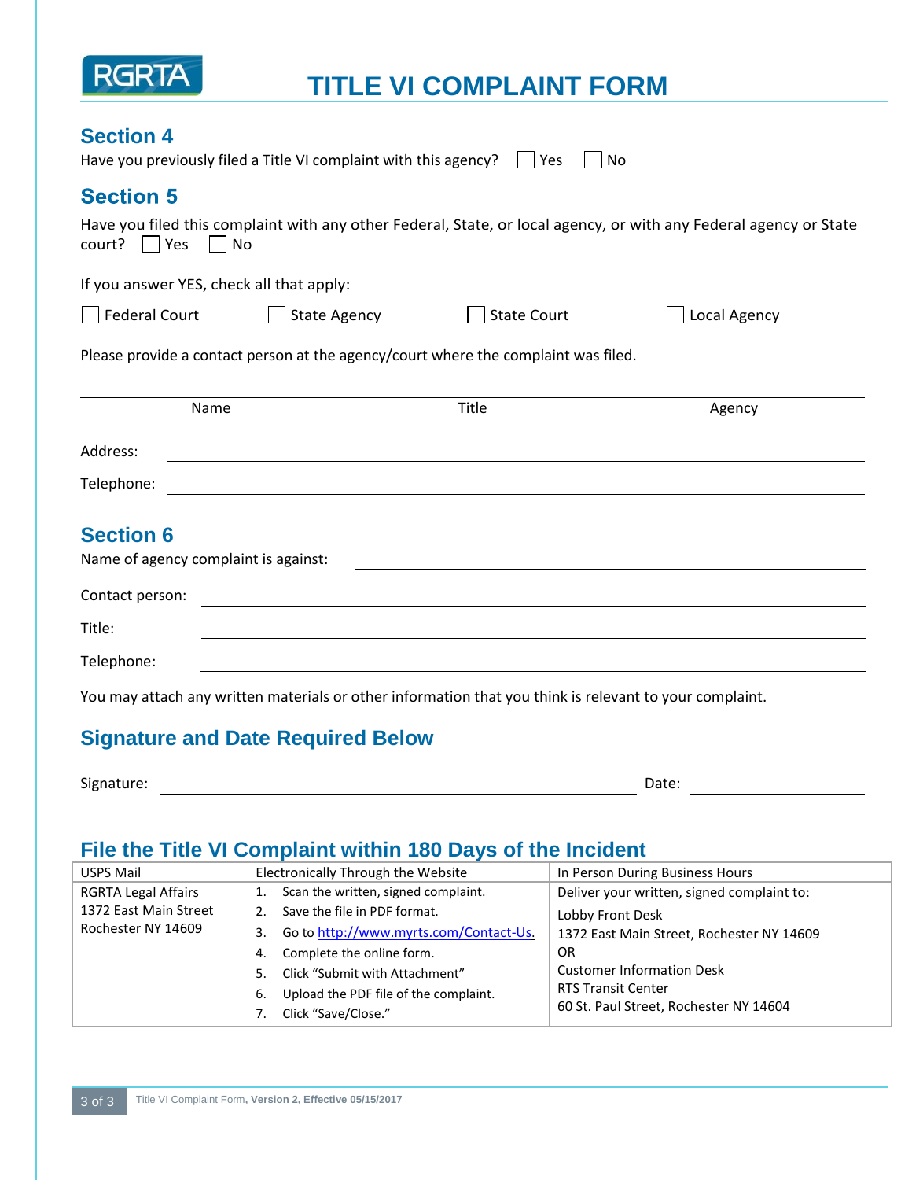RGRTA

# TITLE VI COMPLAINT FORM

## Section 4

Have you previously filed a Title VI complaint with this agency? ☐ Yes ☐ No

## Section 5

Have you filed this complaint with any other Federal, State, or local agency, or with any Federal agency or State court? ☐ Yes ☐ No

If you answer YES, check all that apply:

☐ Federal Court ☐ State Agency ☐ State Court ☐ Local Agency

Please provide a contact person at the agency/court where the complaint was filed.

______________________________________________________________

Name Title Agency

Address: ______________________________________________________________

Telephone: ______________________________________________________________

## Section 6

Name of agency complaint is against: ______________________________________________

Contact person: ______________________________________________________________

Title: ______________________________________________________________

Telephone: ______________________________________________________________

You may attach any written materials or other information that you think is relevant to your complaint.

## Signature and Date Required Below

Signature: ______________________________________ Date: ________________

## File the Title VI Complaint within 180 Days of the Incident

| USPS Mail | Electronically Through the Website | In Person During Business Hours |
|---|---|---|
| RGRTA Legal Affairs<br>1372 East Main Street<br>Rochester NY 14609 | 1. Scan the written, signed complaint.<br>2. Save the file in PDF format.<br>3. Go to http://www.myrts.com/Contact-Us.<br>4. Complete the online form.<br>5. Click “Submit with Attachment”<br>6. Upload the PDF file of the complaint.<br>7. Click “Save/Close.” | Deliver your written, signed complaint to:<br>Lobby Front Desk<br>1372 East Main Street, Rochester NY 14609<br>OR<br>Customer Information Desk<br>RTS Transit Center<br>60 St. Paul Street, Rochester NY 14604 |

Title VI Complaint Form, **Version 2, Effective 05/15/2017**